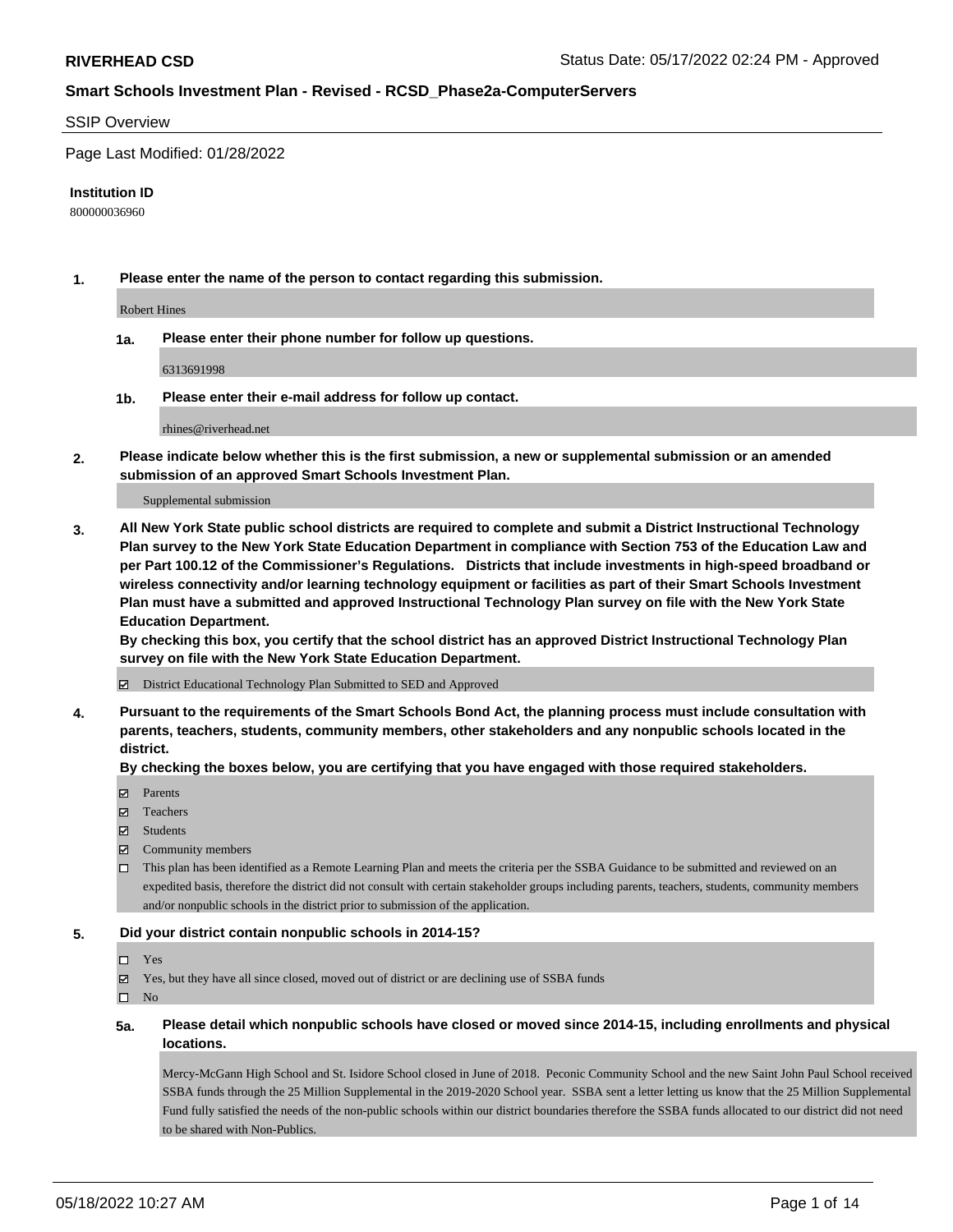**RIVERHEAD CSD** Status Date: 05/17/2022 02:24 PM - Approved

**Smart Schools Investment Plan - Revised - RCSD_Phase2a-ComputerServers**

SSIP Overview

Page Last Modified: 01/28/2022

**Institution ID**

800000036960

**1. Please enter the name of the person to contact regarding this submission.**

Robert Hines

**1a. Please enter their phone number for follow up questions.**

6313691998

**1b. Please enter their e-mail address for follow up contact.**

rhines@riverhead.net

**2. Please indicate below whether this is the first submission, a new or supplemental submission or an amended submission of an approved Smart Schools Investment Plan.**

Supplemental submission

**3. All New York State public school districts are required to complete and submit a District Instructional Technology Plan survey to the New York State Education Department in compliance with Section 753 of the Education Law and per Part 100.12 of the Commissioner's Regulations. Districts that include investments in high-speed broadband or wireless connectivity and/or learning technology equipment or facilities as part of their Smart Schools Investment Plan must have a submitted and approved Instructional Technology Plan survey on file with the New York State Education Department.**
**By checking this box, you certify that the school district has an approved District Instructional Technology Plan survey on file with the New York State Education Department.**

☑ District Educational Technology Plan Submitted to SED and Approved

**4. Pursuant to the requirements of the Smart Schools Bond Act, the planning process must include consultation with parents, teachers, students, community members, other stakeholders and any nonpublic schools located in the district.**
**By checking the boxes below, you are certifying that you have engaged with those required stakeholders.**

☑ Parents
☑ Teachers
☑ Students
☑ Community members
☐ This plan has been identified as a Remote Learning Plan and meets the criteria per the SSBA Guidance to be submitted and reviewed on an expedited basis, therefore the district did not consult with certain stakeholder groups including parents, teachers, students, community members and/or nonpublic schools in the district prior to submission of the application.

**5. Did your district contain nonpublic schools in 2014-15?**

☐ Yes
☑ Yes, but they have all since closed, moved out of district or are declining use of SSBA funds
☐ No

**5a. Please detail which nonpublic schools have closed or moved since 2014-15, including enrollments and physical locations.**

Mercy-McGann High School and St. Isidore School closed in June of 2018. Peconic Community School and the new Saint John Paul School received SSBA funds through the 25 Million Supplemental in the 2019-2020 School year. SSBA sent a letter letting us know that the 25 Million Supplemental Fund fully satisfied the needs of the non-public schools within our district boundaries therefore the SSBA funds allocated to our district did not need to be shared with Non-Publics.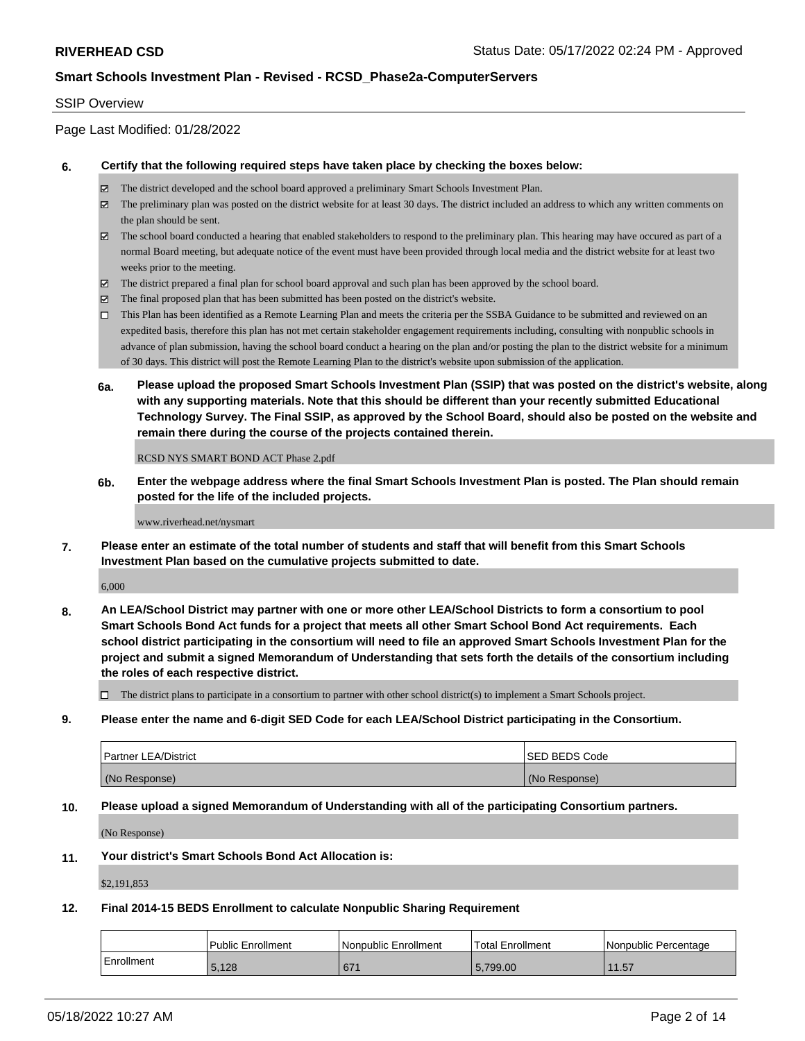SSIP Overview

Page Last Modified: 01/28/2022

**6. Certify that the following required steps have taken place by checking the boxes below:**

- ☑ The district developed and the school board approved a preliminary Smart Schools Investment Plan.
- ☑ The preliminary plan was posted on the district website for at least 30 days. The district included an address to which any written comments on the plan should be sent.
- ☑ The school board conducted a hearing that enabled stakeholders to respond to the preliminary plan. This hearing may have occured as part of a normal Board meeting, but adequate notice of the event must have been provided through local media and the district website for at least two weeks prior to the meeting.
- ☑ The district prepared a final plan for school board approval and such plan has been approved by the school board.
- ☑ The final proposed plan that has been submitted has been posted on the district's website.
- ☐ This Plan has been identified as a Remote Learning Plan and meets the criteria per the SSBA Guidance to be submitted and reviewed on an expedited basis, therefore this plan has not met certain stakeholder engagement requirements including, consulting with nonpublic schools in advance of plan submission, having the school board conduct a hearing on the plan and/or posting the plan to the district website for a minimum of 30 days. This district will post the Remote Learning Plan to the district's website upon submission of the application.

**6a. Please upload the proposed Smart Schools Investment Plan (SSIP) that was posted on the district's website, along with any supporting materials. Note that this should be different than your recently submitted Educational Technology Survey. The Final SSIP, as approved by the School Board, should also be posted on the website and remain there during the course of the projects contained therein.**

RCSD NYS SMART BOND ACT Phase 2.pdf

**6b. Enter the webpage address where the final Smart Schools Investment Plan is posted. The Plan should remain posted for the life of the included projects.**

www.riverhead.net/nysmart

**7. Please enter an estimate of the total number of students and staff that will benefit from this Smart Schools Investment Plan based on the cumulative projects submitted to date.**

6,000

**8. An LEA/School District may partner with one or more other LEA/School Districts to form a consortium to pool Smart Schools Bond Act funds for a project that meets all other Smart School Bond Act requirements. Each school district participating in the consortium will need to file an approved Smart Schools Investment Plan for the project and submit a signed Memorandum of Understanding that sets forth the details of the consortium including the roles of each respective district.**

- ☐ The district plans to participate in a consortium to partner with other school district(s) to implement a Smart Schools project.

**9. Please enter the name and 6-digit SED Code for each LEA/School District participating in the Consortium.**

| Partner LEA/District | SED BEDS Code |
|---|---|
| (No Response) | (No Response) |

**10. Please upload a signed Memorandum of Understanding with all of the participating Consortium partners.**

(No Response)

**11. Your district's Smart Schools Bond Act Allocation is:**

$2,191,853

**12. Final 2014-15 BEDS Enrollment to calculate Nonpublic Sharing Requirement**

| | Public Enrollment | Nonpublic Enrollment | Total Enrollment | Nonpublic Percentage |
|---|---|---|---|---|
| Enrollment | 5,128 | 671 | 5,799.00 | 11.57 |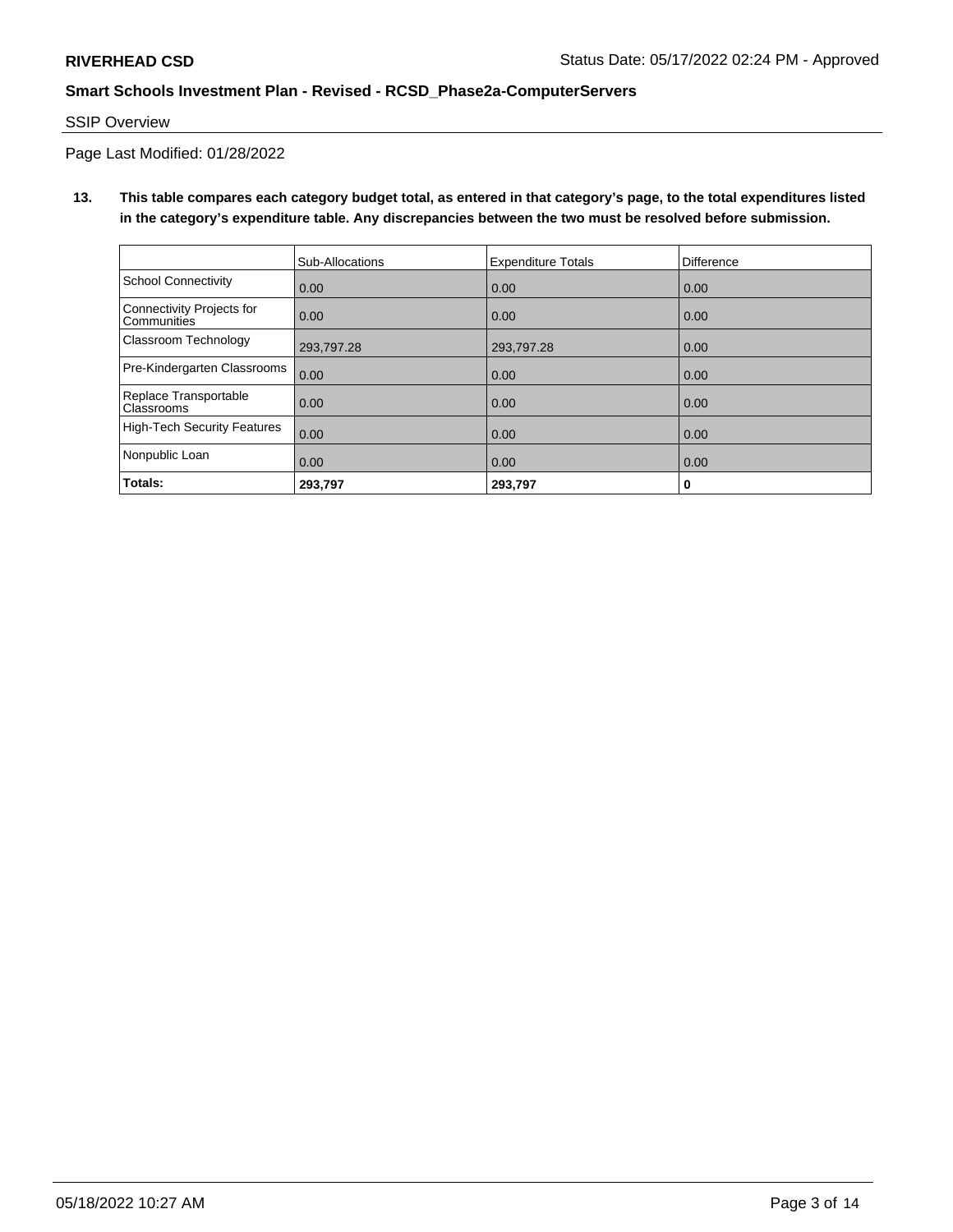**RIVERHEAD CSD** Status Date: 05/17/2022 02:24 PM - Approved

**Smart Schools Investment Plan - Revised - RCSD_Phase2a-ComputerServers**

SSIP Overview

Page Last Modified: 01/28/2022

**13. This table compares each category budget total, as entered in that category's page, to the total expenditures listed in the category's expenditure table. Any discrepancies between the two must be resolved before submission.**

| | Sub-Allocations | Expenditure Totals | Difference |
|---|---|---|---|
| School Connectivity | 0.00 | 0.00 | 0.00 |
| Connectivity Projects for Communities | 0.00 | 0.00 | 0.00 |
| Classroom Technology | 293,797.28 | 293,797.28 | 0.00 |
| Pre-Kindergarten Classrooms | 0.00 | 0.00 | 0.00 |
| Replace Transportable Classrooms | 0.00 | 0.00 | 0.00 |
| High-Tech Security Features | 0.00 | 0.00 | 0.00 |
| Nonpublic Loan | 0.00 | 0.00 | 0.00 |
| **Totals:** | **293,797** | **293,797** | **0** |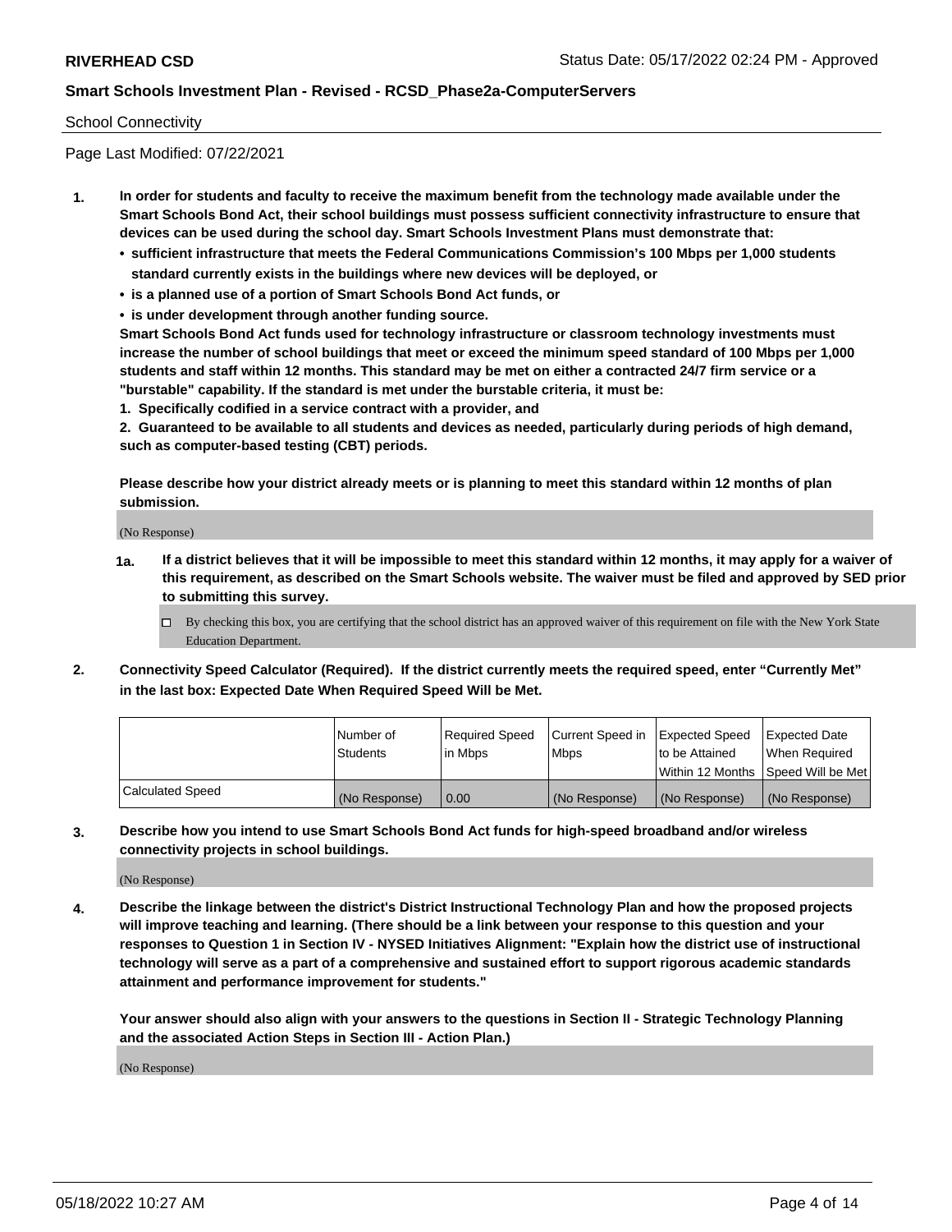School Connectivity

Page Last Modified: 07/22/2021

**1. In order for students and faculty to receive the maximum benefit from the technology made available under the Smart Schools Bond Act, their school buildings must possess sufficient connectivity infrastructure to ensure that devices can be used during the school day. Smart Schools Investment Plans must demonstrate that:**

- **sufficient infrastructure that meets the Federal Communications Commission's 100 Mbps per 1,000 students standard currently exists in the buildings where new devices will be deployed, or**
- **is a planned use of a portion of Smart Schools Bond Act funds, or**
- **is under development through another funding source.**

**Smart Schools Bond Act funds used for technology infrastructure or classroom technology investments must increase the number of school buildings that meet or exceed the minimum speed standard of 100 Mbps per 1,000 students and staff within 12 months. This standard may be met on either a contracted 24/7 firm service or a "burstable" capability. If the standard is met under the burstable criteria, it must be:**

**1. Specifically codified in a service contract with a provider, and**

**2. Guaranteed to be available to all students and devices as needed, particularly during periods of high demand, such as computer-based testing (CBT) periods.**

**Please describe how your district already meets or is planning to meet this standard within 12 months of plan submission.**

(No Response)

**1a. If a district believes that it will be impossible to meet this standard within 12 months, it may apply for a waiver of this requirement, as described on the Smart Schools website. The waiver must be filed and approved by SED prior to submitting this survey.**

☐ By checking this box, you are certifying that the school district has an approved waiver of this requirement on file with the New York State Education Department.

**2. Connectivity Speed Calculator (Required). If the district currently meets the required speed, enter "Currently Met" in the last box: Expected Date When Required Speed Will be Met.**

| | Number of Students | Required Speed in Mbps | Current Speed in Mbps | Expected Speed to be Attained Within 12 Months | Expected Date When Required Speed Will be Met |
|---|---|---|---|---|---|
| Calculated Speed | (No Response) | 0.00 | (No Response) | (No Response) | (No Response) |

**3. Describe how you intend to use Smart Schools Bond Act funds for high-speed broadband and/or wireless connectivity projects in school buildings.**

(No Response)

**4. Describe the linkage between the district's District Instructional Technology Plan and how the proposed projects will improve teaching and learning. (There should be a link between your response to this question and your responses to Question 1 in Section IV - NYSED Initiatives Alignment: "Explain how the district use of instructional technology will serve as a part of a comprehensive and sustained effort to support rigorous academic standards attainment and performance improvement for students."**

**Your answer should also align with your answers to the questions in Section II - Strategic Technology Planning and the associated Action Steps in Section III - Action Plan.)**

(No Response)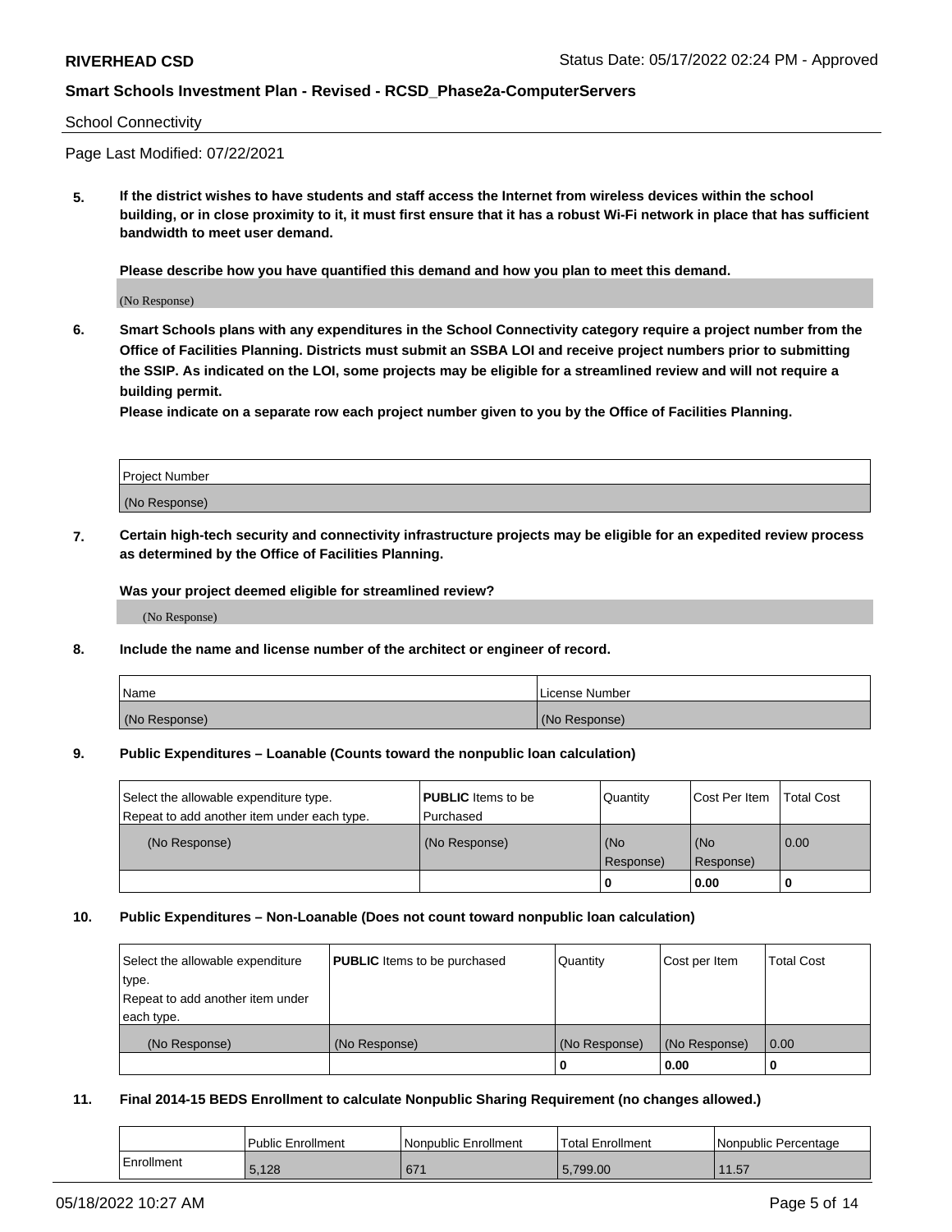School Connectivity

Page Last Modified: 07/22/2021

**5. If the district wishes to have students and staff access the Internet from wireless devices within the school building, or in close proximity to it, it must first ensure that it has a robust Wi-Fi network in place that has sufficient bandwidth to meet user demand.**

**Please describe how you have quantified this demand and how you plan to meet this demand.**

(No Response)

**6. Smart Schools plans with any expenditures in the School Connectivity category require a project number from the Office of Facilities Planning. Districts must submit an SSBA LOI and receive project numbers prior to submitting the SSIP. As indicated on the LOI, some projects may be eligible for a streamlined review and will not require a building permit.**
**Please indicate on a separate row each project number given to you by the Office of Facilities Planning.**

| Project Number |
|---|
| (No Response) |

**7. Certain high-tech security and connectivity infrastructure projects may be eligible for an expedited review process as determined by the Office of Facilities Planning.**

**Was your project deemed eligible for streamlined review?**

(No Response)

**8. Include the name and license number of the architect or engineer of record.**

| Name | License Number |
|---|---|
| (No Response) | (No Response) |

**9. Public Expenditures – Loanable (Counts toward the nonpublic loan calculation)**

| Select the allowable expenditure type. Repeat to add another item under each type. | **PUBLIC** Items to be Purchased | Quantity | Cost Per Item | Total Cost |
|---|---|---|---|---|
| (No Response) | (No Response) | (No Response) | (No Response) | 0.00 |
| | | **0** | **0.00** | **0** |

**10. Public Expenditures – Non-Loanable (Does not count toward nonpublic loan calculation)**

| Select the allowable expenditure type. Repeat to add another item under each type. | **PUBLIC** Items to be purchased | Quantity | Cost per Item | Total Cost |
|---|---|---|---|---|
| (No Response) | (No Response) | (No Response) | (No Response) | 0.00 |
| | | **0** | **0.00** | **0** |

**11. Final 2014-15 BEDS Enrollment to calculate Nonpublic Sharing Requirement (no changes allowed.)**

| | Public Enrollment | Nonpublic Enrollment | Total Enrollment | Nonpublic Percentage |
|---|---|---|---|---|
| Enrollment | 5,128 | 671 | 5,799.00 | 11.57 |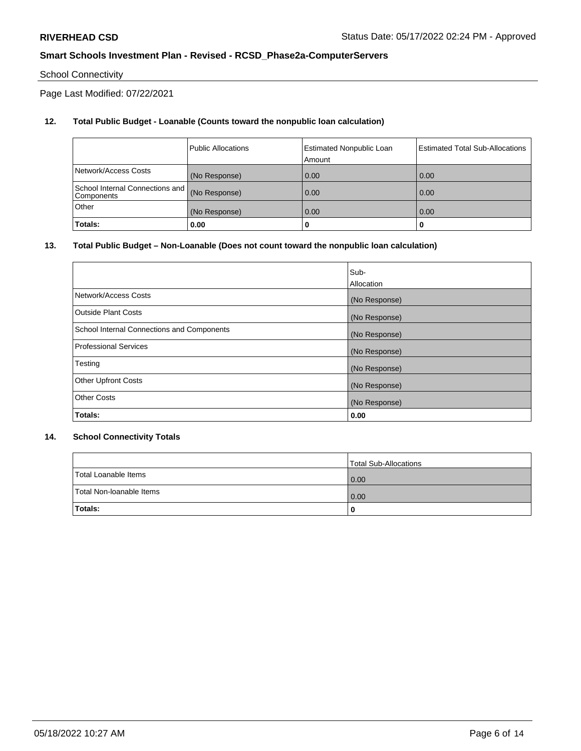School Connectivity

Page Last Modified: 07/22/2021

**12. Total Public Budget - Loanable (Counts toward the nonpublic loan calculation)**

| | Public Allocations | Estimated Nonpublic Loan Amount | Estimated Total Sub-Allocations |
|---|---|---|---|
| Network/Access Costs | (No Response) | 0.00 | 0.00 |
| School Internal Connections and Components | (No Response) | 0.00 | 0.00 |
| Other | (No Response) | 0.00 | 0.00 |
| **Totals:** | **0.00** | **0** | **0** |

**13. Total Public Budget – Non-Loanable (Does not count toward the nonpublic loan calculation)**

| | Sub-Allocation |
|---|---|
| Network/Access Costs | (No Response) |
| Outside Plant Costs | (No Response) |
| School Internal Connections and Components | (No Response) |
| Professional Services | (No Response) |
| Testing | (No Response) |
| Other Upfront Costs | (No Response) |
| Other Costs | (No Response) |
| **Totals:** | **0.00** |

**14. School Connectivity Totals**

| | Total Sub-Allocations |
|---|---|
| Total Loanable Items | 0.00 |
| Total Non-loanable Items | 0.00 |
| **Totals:** | **0** |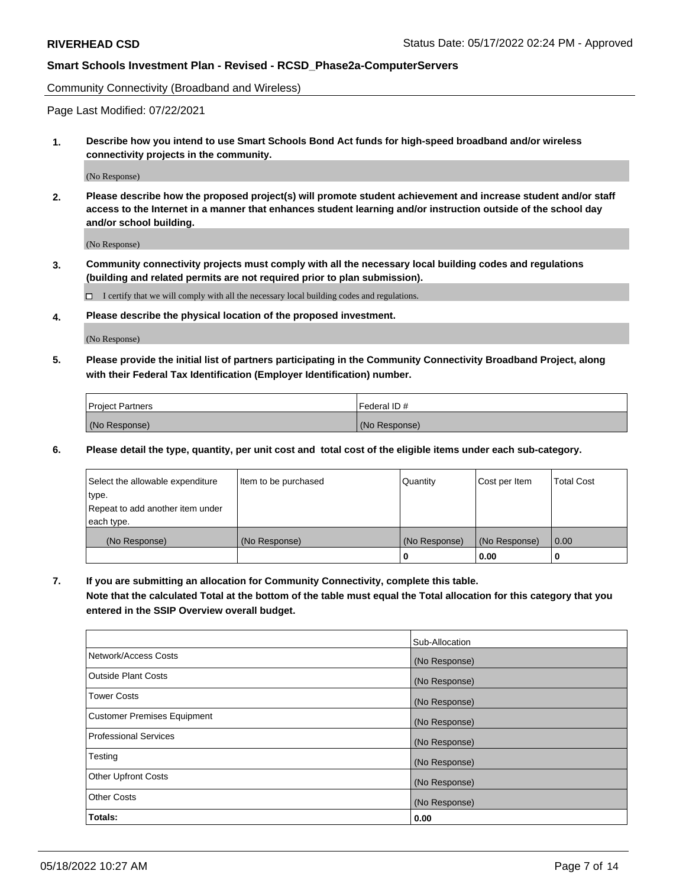Community Connectivity (Broadband and Wireless)

Page Last Modified: 07/22/2021

**1. Describe how you intend to use Smart Schools Bond Act funds for high-speed broadband and/or wireless connectivity projects in the community.**

(No Response)

**2. Please describe how the proposed project(s) will promote student achievement and increase student and/or staff access to the Internet in a manner that enhances student learning and/or instruction outside of the school day and/or school building.**

(No Response)

**3. Community connectivity projects must comply with all the necessary local building codes and regulations (building and related permits are not required prior to plan submission).**

☐ I certify that we will comply with all the necessary local building codes and regulations.

**4. Please describe the physical location of the proposed investment.**

(No Response)

**5. Please provide the initial list of partners participating in the Community Connectivity Broadband Project, along with their Federal Tax Identification (Employer Identification) number.**

| Project Partners | Federal ID # |
|---|---|
| (No Response) | (No Response) |

**6. Please detail the type, quantity, per unit cost and total cost of the eligible items under each sub-category.**

| Select the allowable expenditure type. Repeat to add another item under each type. | Item to be purchased | Quantity | Cost per Item | Total Cost |
|---|---|---|---|---|
| (No Response) | (No Response) | (No Response) | (No Response) | 0.00 |
| | | 0 | 0.00 | 0 |

**7. If you are submitting an allocation for Community Connectivity, complete this table. Note that the calculated Total at the bottom of the table must equal the Total allocation for this category that you entered in the SSIP Overview overall budget.**

| | Sub-Allocation |
|---|---|
| Network/Access Costs | (No Response) |
| Outside Plant Costs | (No Response) |
| Tower Costs | (No Response) |
| Customer Premises Equipment | (No Response) |
| Professional Services | (No Response) |
| Testing | (No Response) |
| Other Upfront Costs | (No Response) |
| Other Costs | (No Response) |
| **Totals:** | **0.00** |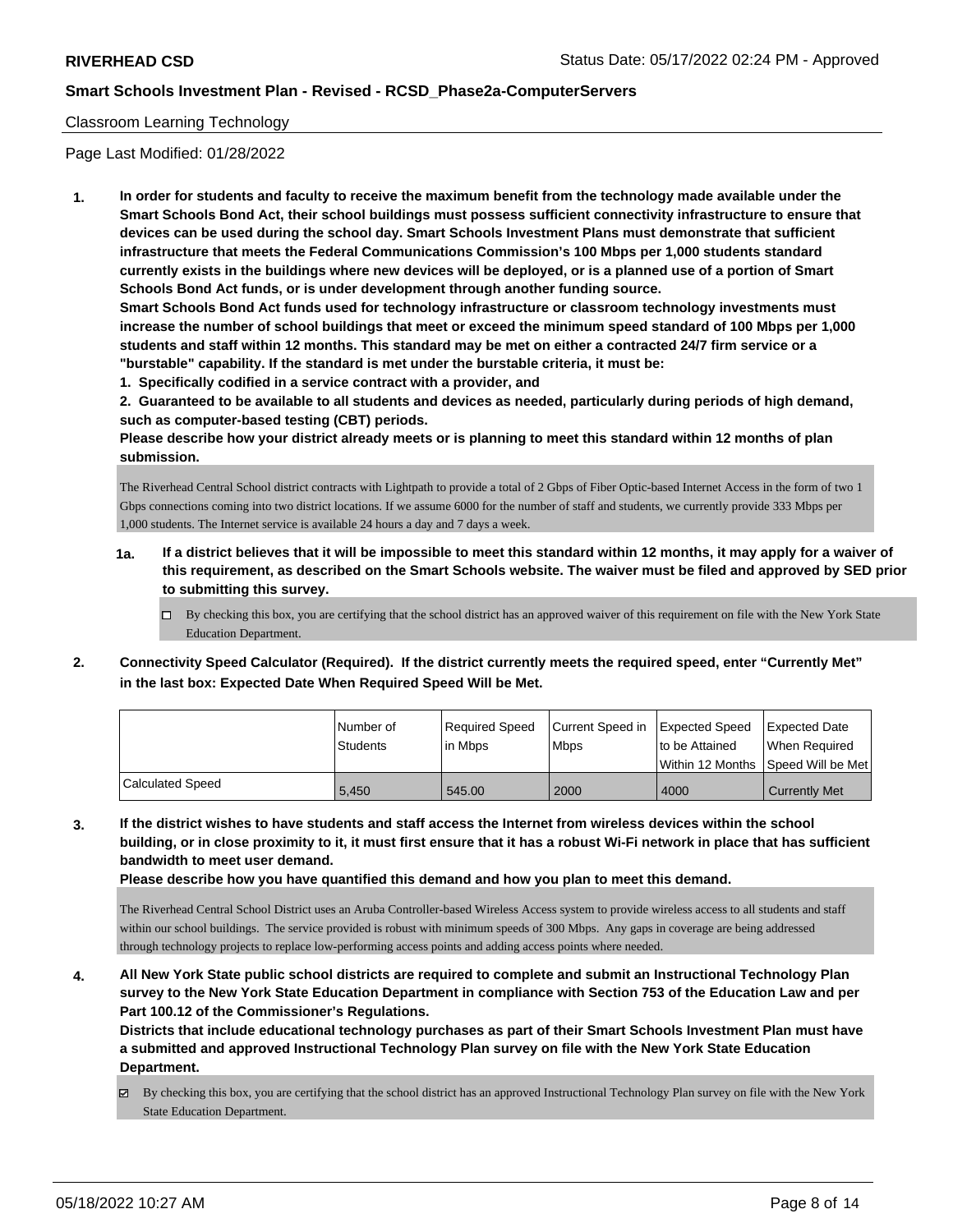## Classroom Learning Technology

Page Last Modified: 01/28/2022

**1. In order for students and faculty to receive the maximum benefit from the technology made available under the Smart Schools Bond Act, their school buildings must possess sufficient connectivity infrastructure to ensure that devices can be used during the school day. Smart Schools Investment Plans must demonstrate that sufficient infrastructure that meets the Federal Communications Commission's 100 Mbps per 1,000 students standard currently exists in the buildings where new devices will be deployed, or is a planned use of a portion of Smart Schools Bond Act funds, or is under development through another funding source.**

**Smart Schools Bond Act funds used for technology infrastructure or classroom technology investments must increase the number of school buildings that meet or exceed the minimum speed standard of 100 Mbps per 1,000 students and staff within 12 months. This standard may be met on either a contracted 24/7 firm service or a "burstable" capability. If the standard is met under the burstable criteria, it must be:**

**1. Specifically codified in a service contract with a provider, and**

**2. Guaranteed to be available to all students and devices as needed, particularly during periods of high demand, such as computer-based testing (CBT) periods.**

**Please describe how your district already meets or is planning to meet this standard within 12 months of plan submission.**

The Riverhead Central School district contracts with Lightpath to provide a total of 2 Gbps of Fiber Optic-based Internet Access in the form of two 1 Gbps connections coming into two district locations. If we assume 6000 for the number of staff and students, we currently provide 333 Mbps per 1,000 students. The Internet service is available 24 hours a day and 7 days a week.

**1a. If a district believes that it will be impossible to meet this standard within 12 months, it may apply for a waiver of this requirement, as described on the Smart Schools website. The waiver must be filed and approved by SED prior to submitting this survey.**

☐ By checking this box, you are certifying that the school district has an approved waiver of this requirement on file with the New York State Education Department.

**2. Connectivity Speed Calculator (Required). If the district currently meets the required speed, enter "Currently Met" in the last box: Expected Date When Required Speed Will be Met.**

| | Number of Students | Required Speed in Mbps | Current Speed in Mbps | Expected Speed to be Attained Within 12 Months | Expected Date When Required Speed Will be Met |
|---|---|---|---|---|---|
| Calculated Speed | 5,450 | 545.00 | 2000 | 4000 | Currently Met |

**3. If the district wishes to have students and staff access the Internet from wireless devices within the school building, or in close proximity to it, it must first ensure that it has a robust Wi-Fi network in place that has sufficient bandwidth to meet user demand.**

**Please describe how you have quantified this demand and how you plan to meet this demand.**

The Riverhead Central School District uses an Aruba Controller-based Wireless Access system to provide wireless access to all students and staff within our school buildings. The service provided is robust with minimum speeds of 300 Mbps. Any gaps in coverage are being addressed through technology projects to replace low-performing access points and adding access points where needed.

**4. All New York State public school districts are required to complete and submit an Instructional Technology Plan survey to the New York State Education Department in compliance with Section 753 of the Education Law and per Part 100.12 of the Commissioner's Regulations.**

**Districts that include educational technology purchases as part of their Smart Schools Investment Plan must have a submitted and approved Instructional Technology Plan survey on file with the New York State Education Department.**

☑ By checking this box, you are certifying that the school district has an approved Instructional Technology Plan survey on file with the New York State Education Department.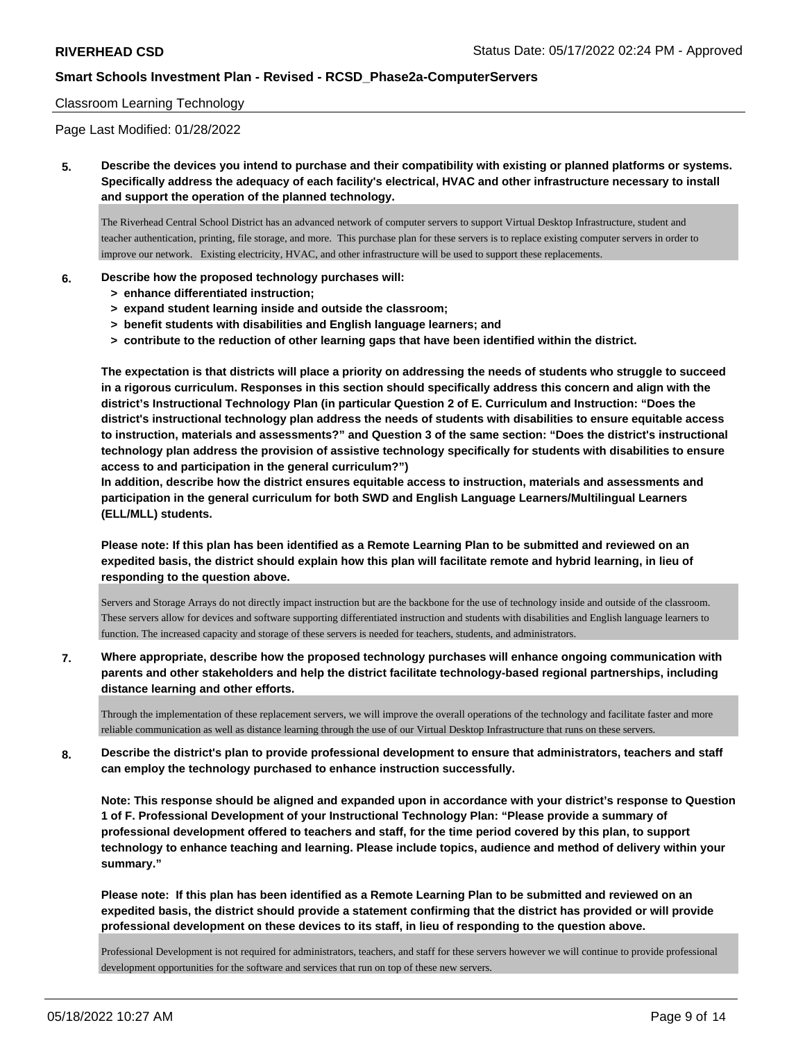Classroom Learning Technology

Page Last Modified: 01/28/2022

**5. Describe the devices you intend to purchase and their compatibility with existing or planned platforms or systems. Specifically address the adequacy of each facility's electrical, HVAC and other infrastructure necessary to install and support the operation of the planned technology.**

The Riverhead Central School District has an advanced network of computer servers to support Virtual Desktop Infrastructure, student and teacher authentication, printing, file storage, and more. This purchase plan for these servers is to replace existing computer servers in order to improve our network. Existing electricity, HVAC, and other infrastructure will be used to support these replacements.

**6. Describe how the proposed technology purchases will:**
- **> enhance differentiated instruction;**
- **> expand student learning inside and outside the classroom;**
- **> benefit students with disabilities and English language learners; and**
- **> contribute to the reduction of other learning gaps that have been identified within the district.**

**The expectation is that districts will place a priority on addressing the needs of students who struggle to succeed in a rigorous curriculum. Responses in this section should specifically address this concern and align with the district's Instructional Technology Plan (in particular Question 2 of E. Curriculum and Instruction: "Does the district's instructional technology plan address the needs of students with disabilities to ensure equitable access to instruction, materials and assessments?" and Question 3 of the same section: "Does the district's instructional technology plan address the provision of assistive technology specifically for students with disabilities to ensure access to and participation in the general curriculum?")**
**In addition, describe how the district ensures equitable access to instruction, materials and assessments and participation in the general curriculum for both SWD and English Language Learners/Multilingual Learners (ELL/MLL) students.**

**Please note: If this plan has been identified as a Remote Learning Plan to be submitted and reviewed on an expedited basis, the district should explain how this plan will facilitate remote and hybrid learning, in lieu of responding to the question above.**

Servers and Storage Arrays do not directly impact instruction but are the backbone for the use of technology inside and outside of the classroom. These servers allow for devices and software supporting differentiated instruction and students with disabilities and English language learners to function. The increased capacity and storage of these servers is needed for teachers, students, and administrators.

**7. Where appropriate, describe how the proposed technology purchases will enhance ongoing communication with parents and other stakeholders and help the district facilitate technology-based regional partnerships, including distance learning and other efforts.**

Through the implementation of these replacement servers, we will improve the overall operations of the technology and facilitate faster and more reliable communication as well as distance learning through the use of our Virtual Desktop Infrastructure that runs on these servers.

**8. Describe the district's plan to provide professional development to ensure that administrators, teachers and staff can employ the technology purchased to enhance instruction successfully.**

**Note: This response should be aligned and expanded upon in accordance with your district's response to Question 1 of F. Professional Development of your Instructional Technology Plan: "Please provide a summary of professional development offered to teachers and staff, for the time period covered by this plan, to support technology to enhance teaching and learning. Please include topics, audience and method of delivery within your summary."**

**Please note: If this plan has been identified as a Remote Learning Plan to be submitted and reviewed on an expedited basis, the district should provide a statement confirming that the district has provided or will provide professional development on these devices to its staff, in lieu of responding to the question above.**

Professional Development is not required for administrators, teachers, and staff for these servers however we will continue to provide professional development opportunities for the software and services that run on top of these new servers.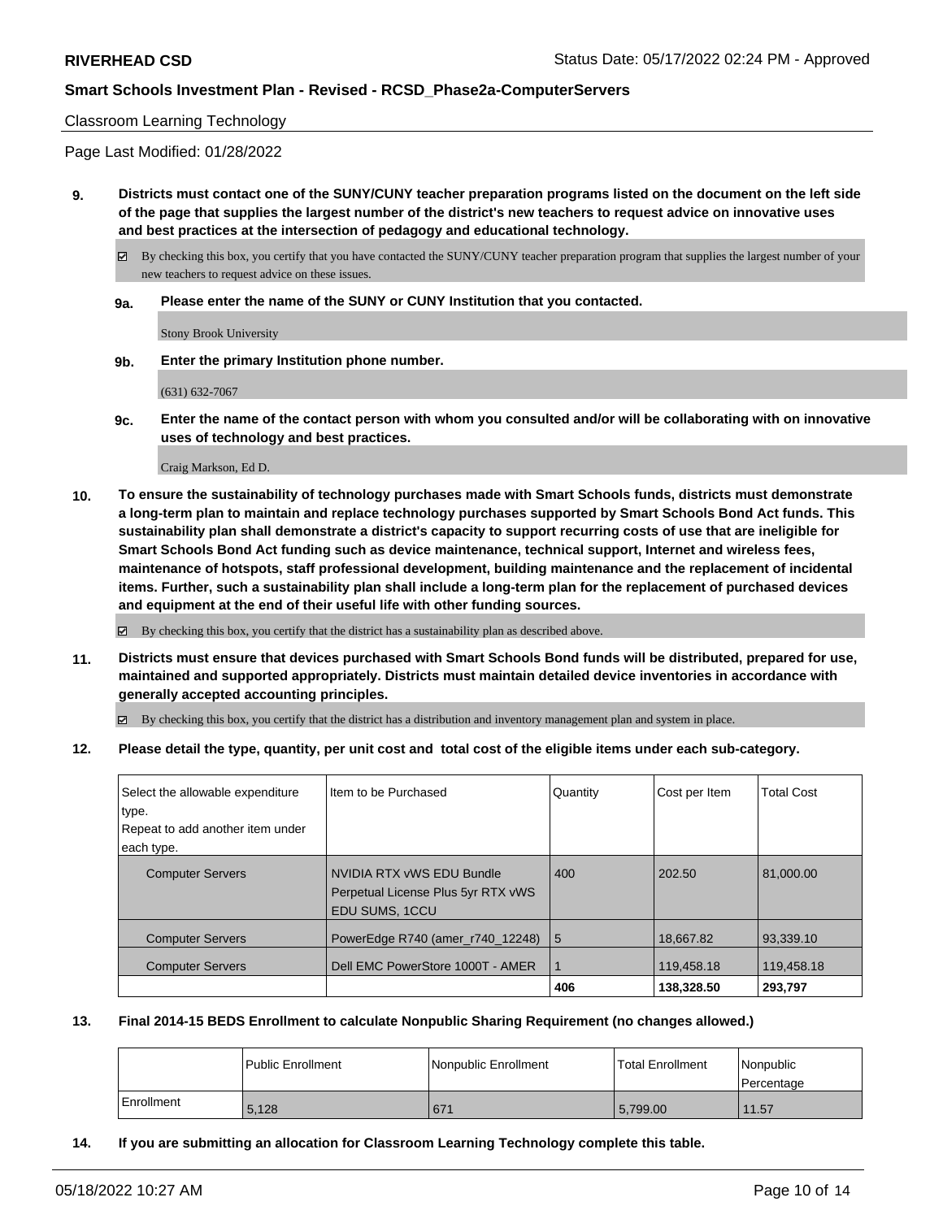Classroom Learning Technology

Page Last Modified: 01/28/2022

**9. Districts must contact one of the SUNY/CUNY teacher preparation programs listed on the document on the left side of the page that supplies the largest number of the district's new teachers to request advice on innovative uses and best practices at the intersection of pedagogy and educational technology.**

☑ By checking this box, you certify that you have contacted the SUNY/CUNY teacher preparation program that supplies the largest number of your new teachers to request advice on these issues.

**9a. Please enter the name of the SUNY or CUNY Institution that you contacted.**

Stony Brook University

**9b. Enter the primary Institution phone number.**

(631) 632-7067

**9c. Enter the name of the contact person with whom you consulted and/or will be collaborating with on innovative uses of technology and best practices.**

Craig Markson, Ed D.

**10. To ensure the sustainability of technology purchases made with Smart Schools funds, districts must demonstrate a long-term plan to maintain and replace technology purchases supported by Smart Schools Bond Act funds. This sustainability plan shall demonstrate a district's capacity to support recurring costs of use that are ineligible for Smart Schools Bond Act funding such as device maintenance, technical support, Internet and wireless fees, maintenance of hotspots, staff professional development, building maintenance and the replacement of incidental items. Further, such a sustainability plan shall include a long-term plan for the replacement of purchased devices and equipment at the end of their useful life with other funding sources.**

☑ By checking this box, you certify that the district has a sustainability plan as described above.

**11. Districts must ensure that devices purchased with Smart Schools Bond funds will be distributed, prepared for use, maintained and supported appropriately. Districts must maintain detailed device inventories in accordance with generally accepted accounting principles.**

☑ By checking this box, you certify that the district has a distribution and inventory management plan and system in place.

**12. Please detail the type, quantity, per unit cost and total cost of the eligible items under each sub-category.**

| Select the allowable expenditure type. Repeat to add another item under each type. | Item to be Purchased | Quantity | Cost per Item | Total Cost |
|---|---|---|---|---|
| Computer Servers | NVIDIA RTX vWS EDU Bundle Perpetual License Plus 5yr RTX vWS EDU SUMS, 1CCU | 400 | 202.50 | 81,000.00 |
| Computer Servers | PowerEdge R740 (amer_r740_12248) | 5 | 18,667.82 | 93,339.10 |
| Computer Servers | Dell EMC PowerStore 1000T - AMER | 1 | 119,458.18 | 119,458.18 |
| | | 406 | 138,328.50 | 293,797 |

**13. Final 2014-15 BEDS Enrollment to calculate Nonpublic Sharing Requirement (no changes allowed.)**

| | Public Enrollment | Nonpublic Enrollment | Total Enrollment | Nonpublic Percentage |
|---|---|---|---|---|
| Enrollment | 5,128 | 671 | 5,799.00 | 11.57 |

**14. If you are submitting an allocation for Classroom Learning Technology complete this table.**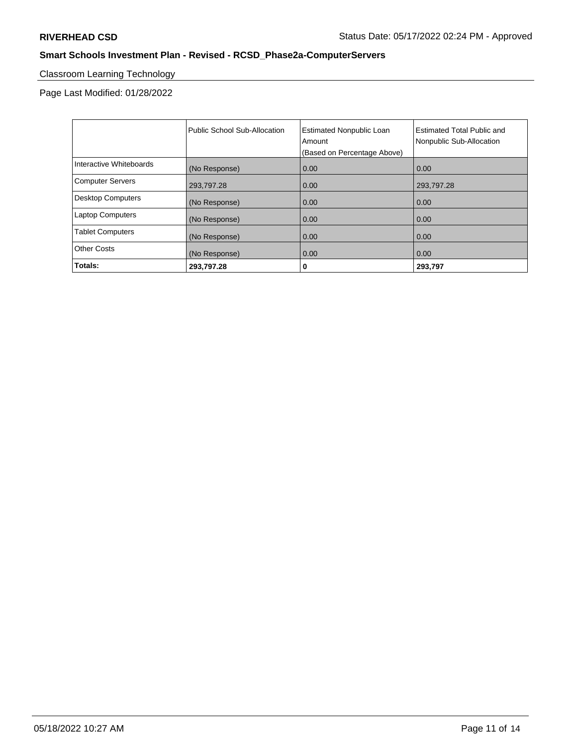Classroom Learning Technology

Page Last Modified: 01/28/2022

|  | Public School Sub-Allocation | Estimated Nonpublic Loan Amount (Based on Percentage Above) | Estimated Total Public and Nonpublic Sub-Allocation |
| --- | --- | --- | --- |
| Interactive Whiteboards | (No Response) | 0.00 | 0.00 |
| Computer Servers | 293,797.28 | 0.00 | 293,797.28 |
| Desktop Computers | (No Response) | 0.00 | 0.00 |
| Laptop Computers | (No Response) | 0.00 | 0.00 |
| Tablet Computers | (No Response) | 0.00 | 0.00 |
| Other Costs | (No Response) | 0.00 | 0.00 |
| **Totals:** | **293,797.28** | **0** | **293,797** |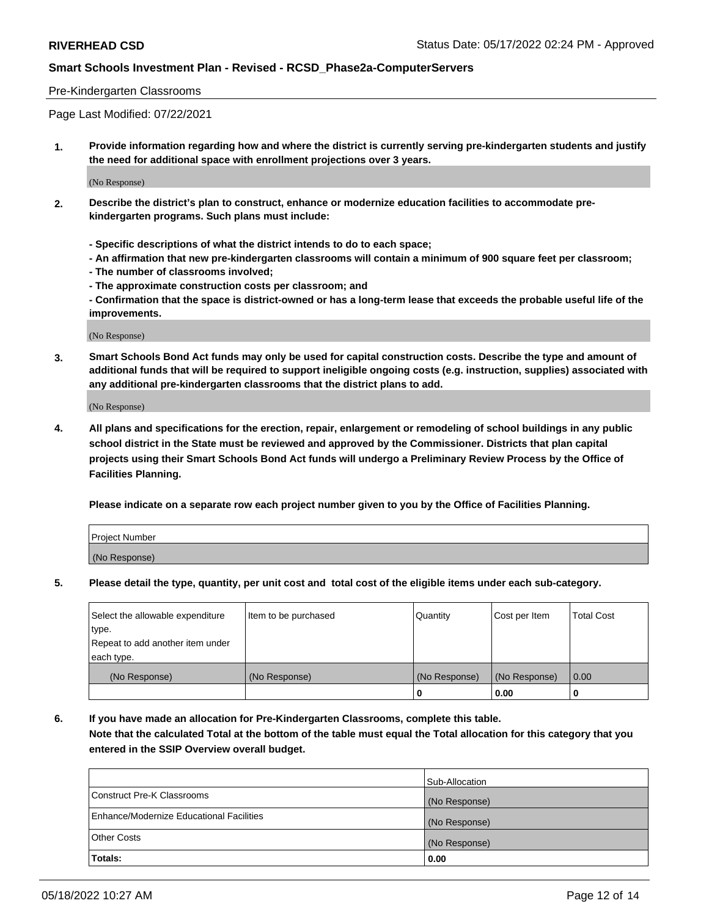## Pre-Kindergarten Classrooms

Page Last Modified: 07/22/2021

**1. Provide information regarding how and where the district is currently serving pre-kindergarten students and justify the need for additional space with enrollment projections over 3 years.**

(No Response)

**2. Describe the district's plan to construct, enhance or modernize education facilities to accommodate pre-kindergarten programs. Such plans must include:**

**- Specific descriptions of what the district intends to do to each space;**
**- An affirmation that new pre-kindergarten classrooms will contain a minimum of 900 square feet per classroom;**
**- The number of classrooms involved;**
**- The approximate construction costs per classroom; and**
**- Confirmation that the space is district-owned or has a long-term lease that exceeds the probable useful life of the improvements.**

(No Response)

**3. Smart Schools Bond Act funds may only be used for capital construction costs. Describe the type and amount of additional funds that will be required to support ineligible ongoing costs (e.g. instruction, supplies) associated with any additional pre-kindergarten classrooms that the district plans to add.**

(No Response)

**4. All plans and specifications for the erection, repair, enlargement or remodeling of school buildings in any public school district in the State must be reviewed and approved by the Commissioner. Districts that plan capital projects using their Smart Schools Bond Act funds will undergo a Preliminary Review Process by the Office of Facilities Planning.**

**Please indicate on a separate row each project number given to you by the Office of Facilities Planning.**

| Project Number |
|---|
| (No Response) |

**5. Please detail the type, quantity, per unit cost and total cost of the eligible items under each sub-category.**

| Select the allowable expenditure type. Repeat to add another item under each type. | Item to be purchased | Quantity | Cost per Item | Total Cost |
|---|---|---|---|---|
| (No Response) | (No Response) | (No Response) | (No Response) | 0.00 |
| | | 0 | 0.00 | 0 |

**6. If you have made an allocation for Pre-Kindergarten Classrooms, complete this table. Note that the calculated Total at the bottom of the table must equal the Total allocation for this category that you entered in the SSIP Overview overall budget.**

| | Sub-Allocation |
|---|---|
| Construct Pre-K Classrooms | (No Response) |
| Enhance/Modernize Educational Facilities | (No Response) |
| Other Costs | (No Response) |
| **Totals:** | **0.00** |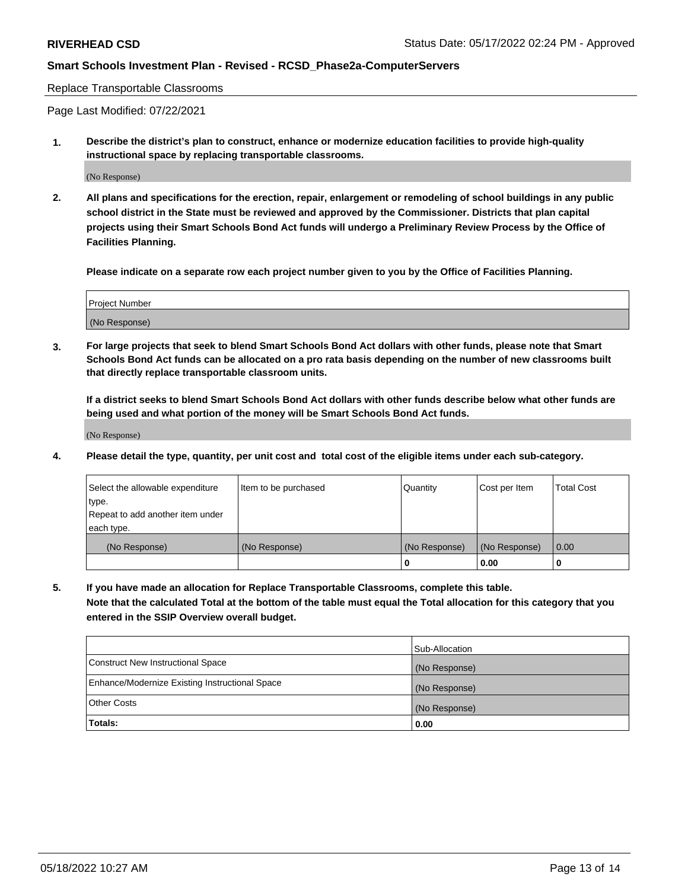Replace Transportable Classrooms

Page Last Modified: 07/22/2021

**1. Describe the district's plan to construct, enhance or modernize education facilities to provide high-quality instructional space by replacing transportable classrooms.**

(No Response)

**2. All plans and specifications for the erection, repair, enlargement or remodeling of school buildings in any public school district in the State must be reviewed and approved by the Commissioner. Districts that plan capital projects using their Smart Schools Bond Act funds will undergo a Preliminary Review Process by the Office of Facilities Planning.**

**Please indicate on a separate row each project number given to you by the Office of Facilities Planning.**

| Project Number |
| --- |
| (No Response) |

**3. For large projects that seek to blend Smart Schools Bond Act dollars with other funds, please note that Smart Schools Bond Act funds can be allocated on a pro rata basis depending on the number of new classrooms built that directly replace transportable classroom units.**

**If a district seeks to blend Smart Schools Bond Act dollars with other funds describe below what other funds are being used and what portion of the money will be Smart Schools Bond Act funds.**

(No Response)

**4. Please detail the type, quantity, per unit cost and total cost of the eligible items under each sub-category.**

| Select the allowable expenditure type. Repeat to add another item under each type. | Item to be purchased | Quantity | Cost per Item | Total Cost |
| --- | --- | --- | --- | --- |
| (No Response) | (No Response) | (No Response) | (No Response) | 0.00 |
| | | 0 | 0.00 | 0 |

**5. If you have made an allocation for Replace Transportable Classrooms, complete this table. Note that the calculated Total at the bottom of the table must equal the Total allocation for this category that you entered in the SSIP Overview overall budget.**

| | Sub-Allocation |
| --- | --- |
| Construct New Instructional Space | (No Response) |
| Enhance/Modernize Existing Instructional Space | (No Response) |
| Other Costs | (No Response) |
| **Totals:** | 0.00 |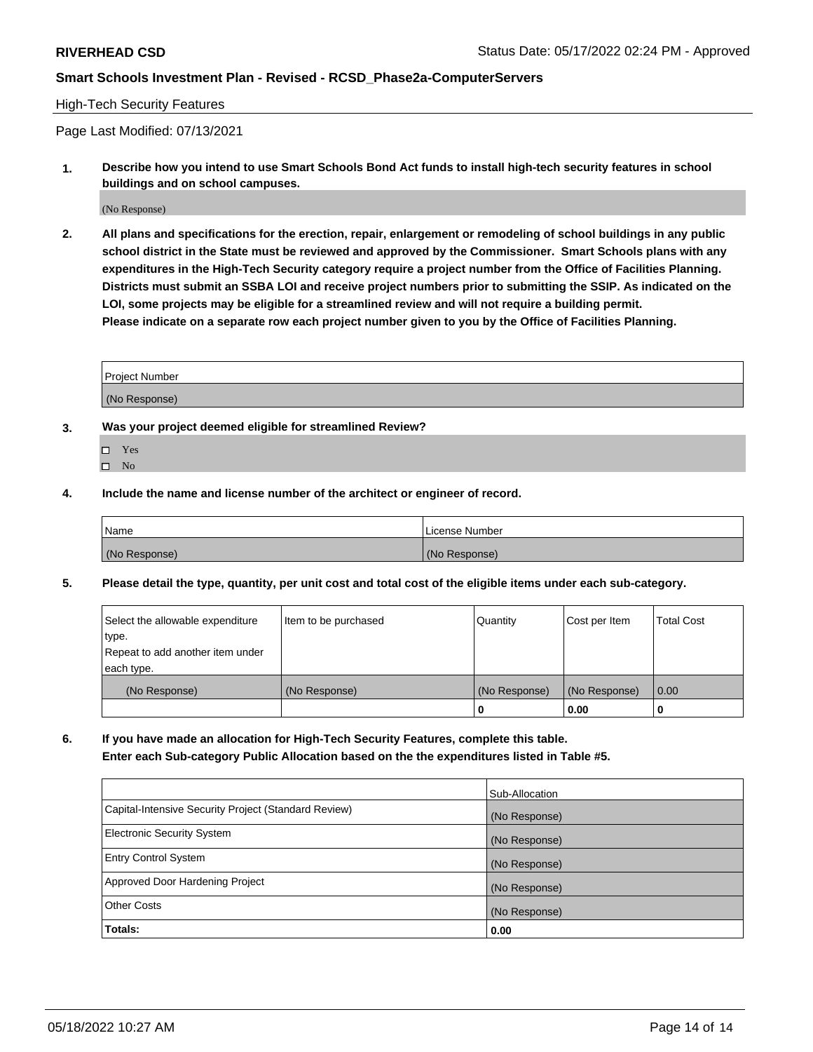High-Tech Security Features

Page Last Modified: 07/13/2021

**1. Describe how you intend to use Smart Schools Bond Act funds to install high-tech security features in school buildings and on school campuses.**

(No Response)

**2. All plans and specifications for the erection, repair, enlargement or remodeling of school buildings in any public school district in the State must be reviewed and approved by the Commissioner. Smart Schools plans with any expenditures in the High-Tech Security category require a project number from the Office of Facilities Planning. Districts must submit an SSBA LOI and receive project numbers prior to submitting the SSIP. As indicated on the LOI, some projects may be eligible for a streamlined review and will not require a building permit.**
**Please indicate on a separate row each project number given to you by the Office of Facilities Planning.**

| Project Number |
|---|
| (No Response) |

**3. Was your project deemed eligible for streamlined Review?**

- ☐ Yes
- ☐ No

**4. Include the name and license number of the architect or engineer of record.**

| Name | License Number |
|---|---|
| (No Response) | (No Response) |

**5. Please detail the type, quantity, per unit cost and total cost of the eligible items under each sub-category.**

| Select the allowable expenditure type. Repeat to add another item under each type. | Item to be purchased | Quantity | Cost per Item | Total Cost |
|---|---|---|---|---|
| (No Response) | (No Response) | (No Response) | (No Response) | 0.00 |
| | | 0 | 0.00 | 0 |

**6. If you have made an allocation for High-Tech Security Features, complete this table.**
**Enter each Sub-category Public Allocation based on the the expenditures listed in Table #5.**

| | Sub-Allocation |
|---|---|
| Capital-Intensive Security Project (Standard Review) | (No Response) |
| Electronic Security System | (No Response) |
| Entry Control System | (No Response) |
| Approved Door Hardening Project | (No Response) |
| Other Costs | (No Response) |
| **Totals:** | **0.00** |